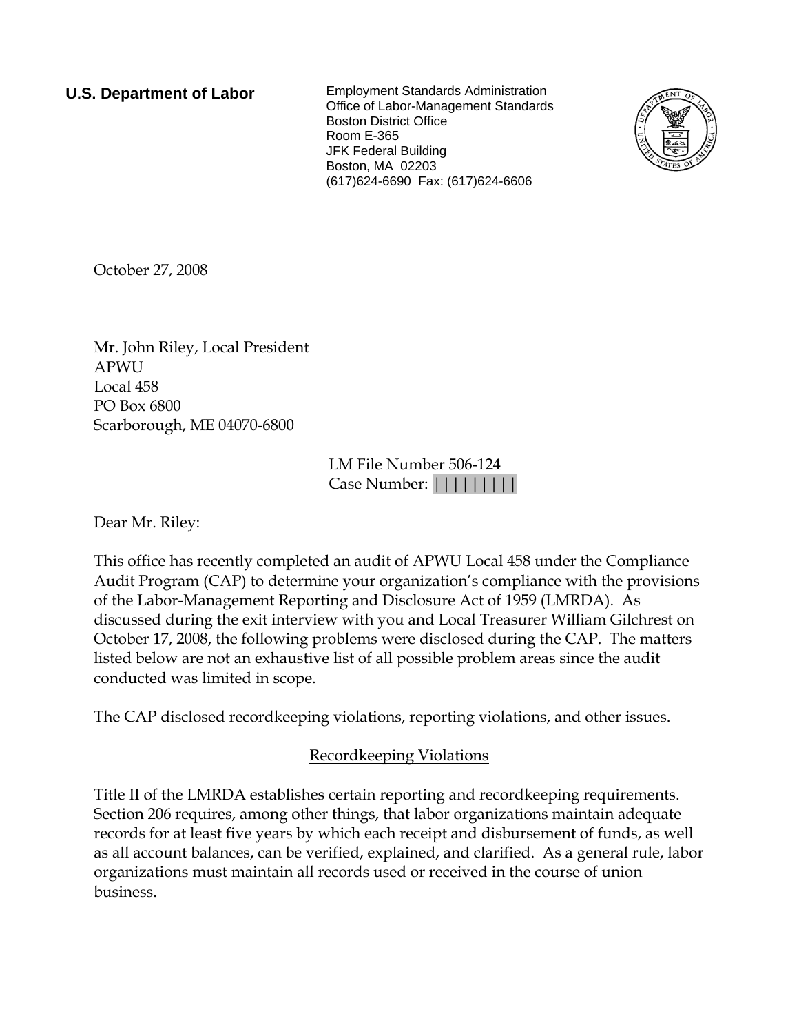**U.S. Department of Labor**

Employment Standards Administration
Office of Labor-Management Standards
Boston District Office
Room E-365
JFK Federal Building
Boston, MA 02203
(617)624-6690 Fax: (617)624-6606

October 27, 2008

Mr. John Riley, Local President
APWU
Local 458
PO Box 6800
Scarborough, ME 04070-6800

LM File Number 506-124
Case Number: |||||||||

Dear Mr. Riley:

This office has recently completed an audit of APWU Local 458 under the Compliance Audit Program (CAP) to determine your organization's compliance with the provisions of the Labor-Management Reporting and Disclosure Act of 1959 (LMRDA). As discussed during the exit interview with you and Local Treasurer William Gilchrest on October 17, 2008, the following problems were disclosed during the CAP. The matters listed below are not an exhaustive list of all possible problem areas since the audit conducted was limited in scope.

The CAP disclosed recordkeeping violations, reporting violations, and other issues.

## Recordkeeping Violations

Title II of the LMRDA establishes certain reporting and recordkeeping requirements. Section 206 requires, among other things, that labor organizations maintain adequate records for at least five years by which each receipt and disbursement of funds, as well as all account balances, can be verified, explained, and clarified. As a general rule, labor organizations must maintain all records used or received in the course of union business.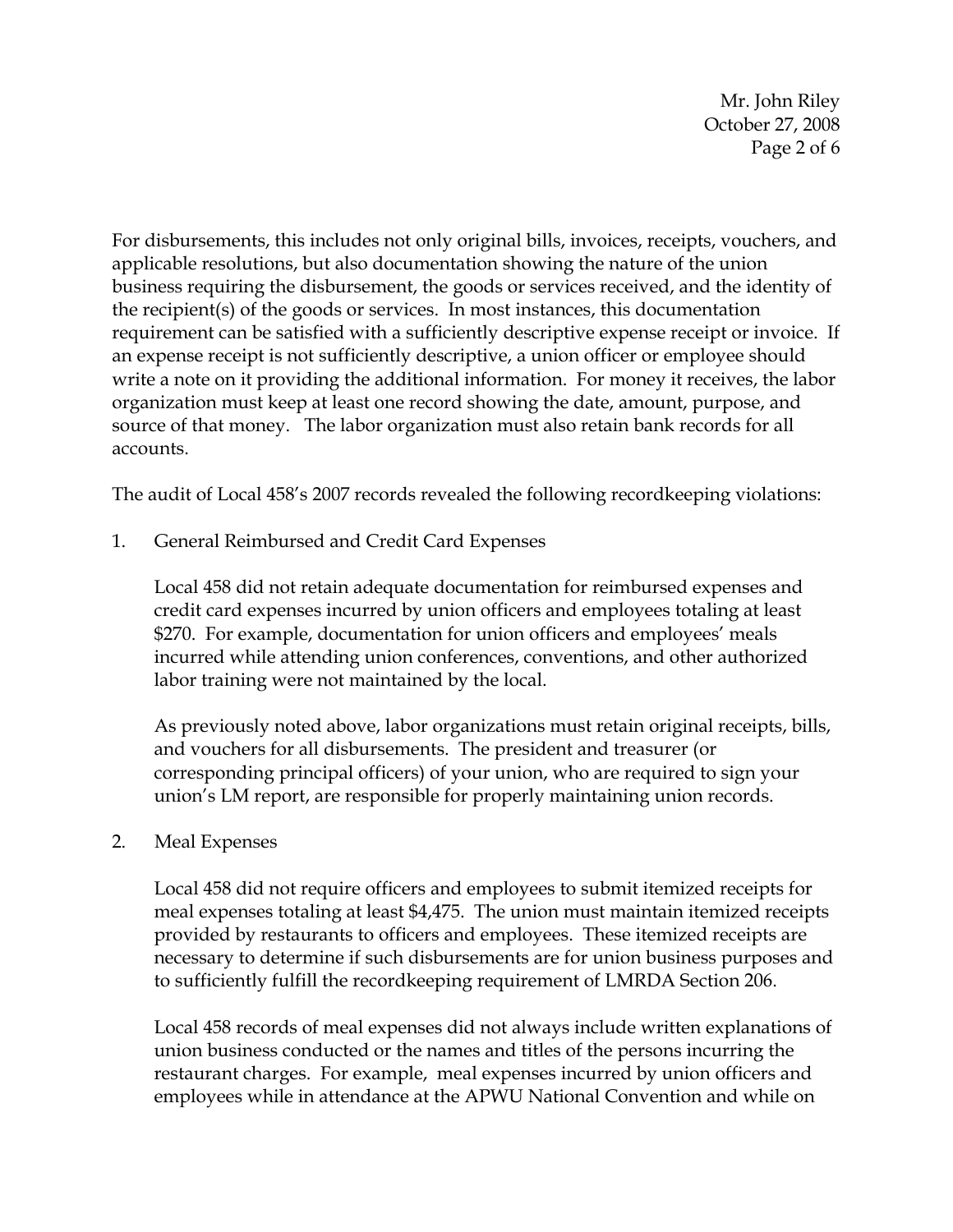For disbursements, this includes not only original bills, invoices, receipts, vouchers, and applicable resolutions, but also documentation showing the nature of the union business requiring the disbursement, the goods or services received, and the identity of the recipient(s) of the goods or services. In most instances, this documentation requirement can be satisfied with a sufficiently descriptive expense receipt or invoice. If an expense receipt is not sufficiently descriptive, a union officer or employee should write a note on it providing the additional information. For money it receives, the labor organization must keep at least one record showing the date, amount, purpose, and source of that money. The labor organization must also retain bank records for all accounts.

The audit of Local 458's 2007 records revealed the following recordkeeping violations:

1. General Reimbursed and Credit Card Expenses

   Local 458 did not retain adequate documentation for reimbursed expenses and credit card expenses incurred by union officers and employees totaling at least $270. For example, documentation for union officers and employees' meals incurred while attending union conferences, conventions, and other authorized labor training were not maintained by the local.

   As previously noted above, labor organizations must retain original receipts, bills, and vouchers for all disbursements. The president and treasurer (or corresponding principal officers) of your union, who are required to sign your union's LM report, are responsible for properly maintaining union records.

2. Meal Expenses

   Local 458 did not require officers and employees to submit itemized receipts for meal expenses totaling at least $4,475. The union must maintain itemized receipts provided by restaurants to officers and employees. These itemized receipts are necessary to determine if such disbursements are for union business purposes and to sufficiently fulfill the recordkeeping requirement of LMRDA Section 206.

   Local 458 records of meal expenses did not always include written explanations of union business conducted or the names and titles of the persons incurring the restaurant charges. For example, meal expenses incurred by union officers and employees while in attendance at the APWU National Convention and while on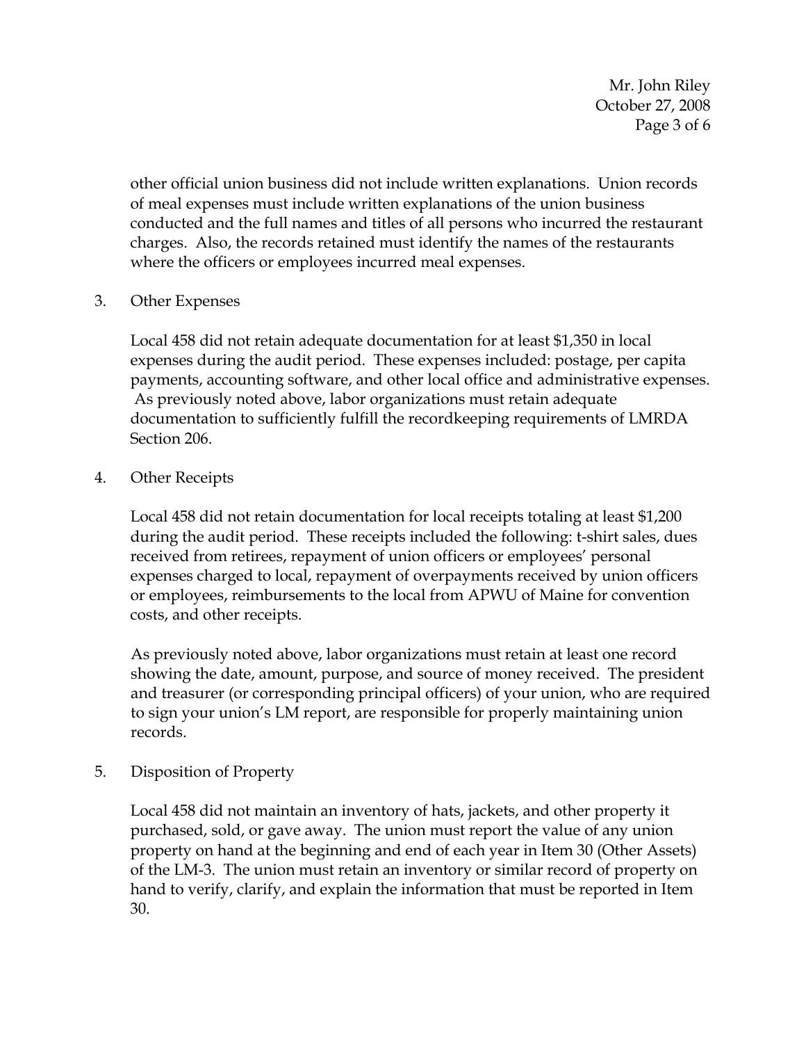other official union business did not include written explanations. Union records of meal expenses must include written explanations of the union business conducted and the full names and titles of all persons who incurred the restaurant charges. Also, the records retained must identify the names of the restaurants where the officers or employees incurred meal expenses.

3. Other Expenses

   Local 458 did not retain adequate documentation for at least $1,350 in local expenses during the audit period. These expenses included: postage, per capita payments, accounting software, and other local office and administrative expenses. As previously noted above, labor organizations must retain adequate documentation to sufficiently fulfill the recordkeeping requirements of LMRDA Section 206.

4. Other Receipts

   Local 458 did not retain documentation for local receipts totaling at least $1,200 during the audit period. These receipts included the following: t-shirt sales, dues received from retirees, repayment of union officers or employees' personal expenses charged to local, repayment of overpayments received by union officers or employees, reimbursements to the local from APWU of Maine for convention costs, and other receipts.

   As previously noted above, labor organizations must retain at least one record showing the date, amount, purpose, and source of money received. The president and treasurer (or corresponding principal officers) of your union, who are required to sign your union's LM report, are responsible for properly maintaining union records.

5. Disposition of Property

   Local 458 did not maintain an inventory of hats, jackets, and other property it purchased, sold, or gave away. The union must report the value of any union property on hand at the beginning and end of each year in Item 30 (Other Assets) of the LM-3. The union must retain an inventory or similar record of property on hand to verify, clarify, and explain the information that must be reported in Item 30.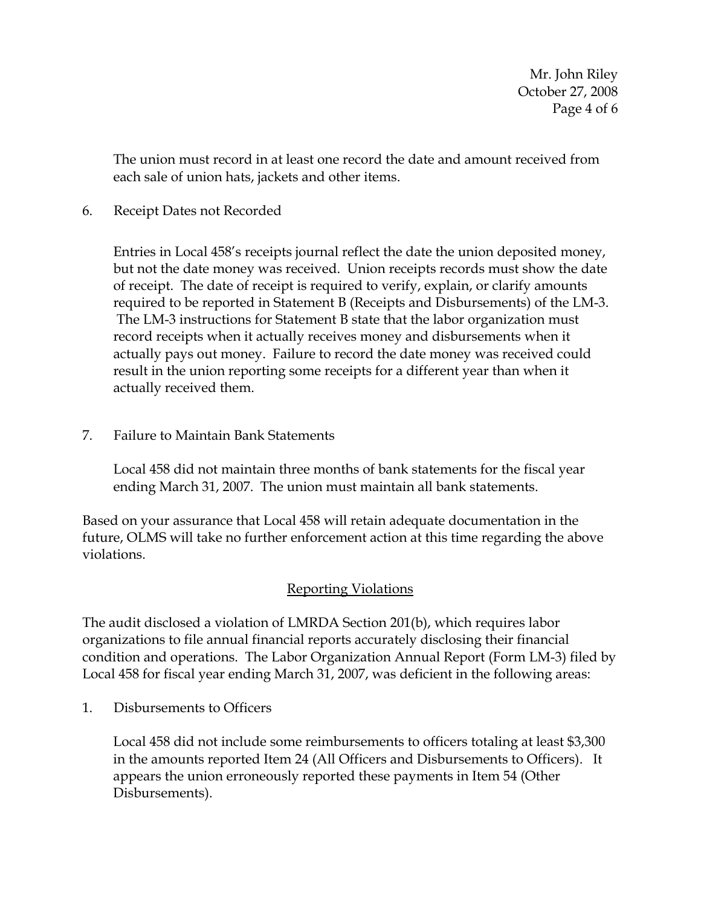The union must record in at least one record the date and amount received from each sale of union hats, jackets and other items.

6. Receipt Dates not Recorded

   Entries in Local 458's receipts journal reflect the date the union deposited money, but not the date money was received. Union receipts records must show the date of receipt. The date of receipt is required to verify, explain, or clarify amounts required to be reported in Statement B (Receipts and Disbursements) of the LM-3. The LM-3 instructions for Statement B state that the labor organization must record receipts when it actually receives money and disbursements when it actually pays out money. Failure to record the date money was received could result in the union reporting some receipts for a different year than when it actually received them.

7. Failure to Maintain Bank Statements

   Local 458 did not maintain three months of bank statements for the fiscal year ending March 31, 2007. The union must maintain all bank statements.

Based on your assurance that Local 458 will retain adequate documentation in the future, OLMS will take no further enforcement action at this time regarding the above violations.

## Reporting Violations

The audit disclosed a violation of LMRDA Section 201(b), which requires labor organizations to file annual financial reports accurately disclosing their financial condition and operations. The Labor Organization Annual Report (Form LM-3) filed by Local 458 for fiscal year ending March 31, 2007, was deficient in the following areas:

1. Disbursements to Officers

   Local 458 did not include some reimbursements to officers totaling at least $3,300 in the amounts reported Item 24 (All Officers and Disbursements to Officers). It appears the union erroneously reported these payments in Item 54 (Other Disbursements).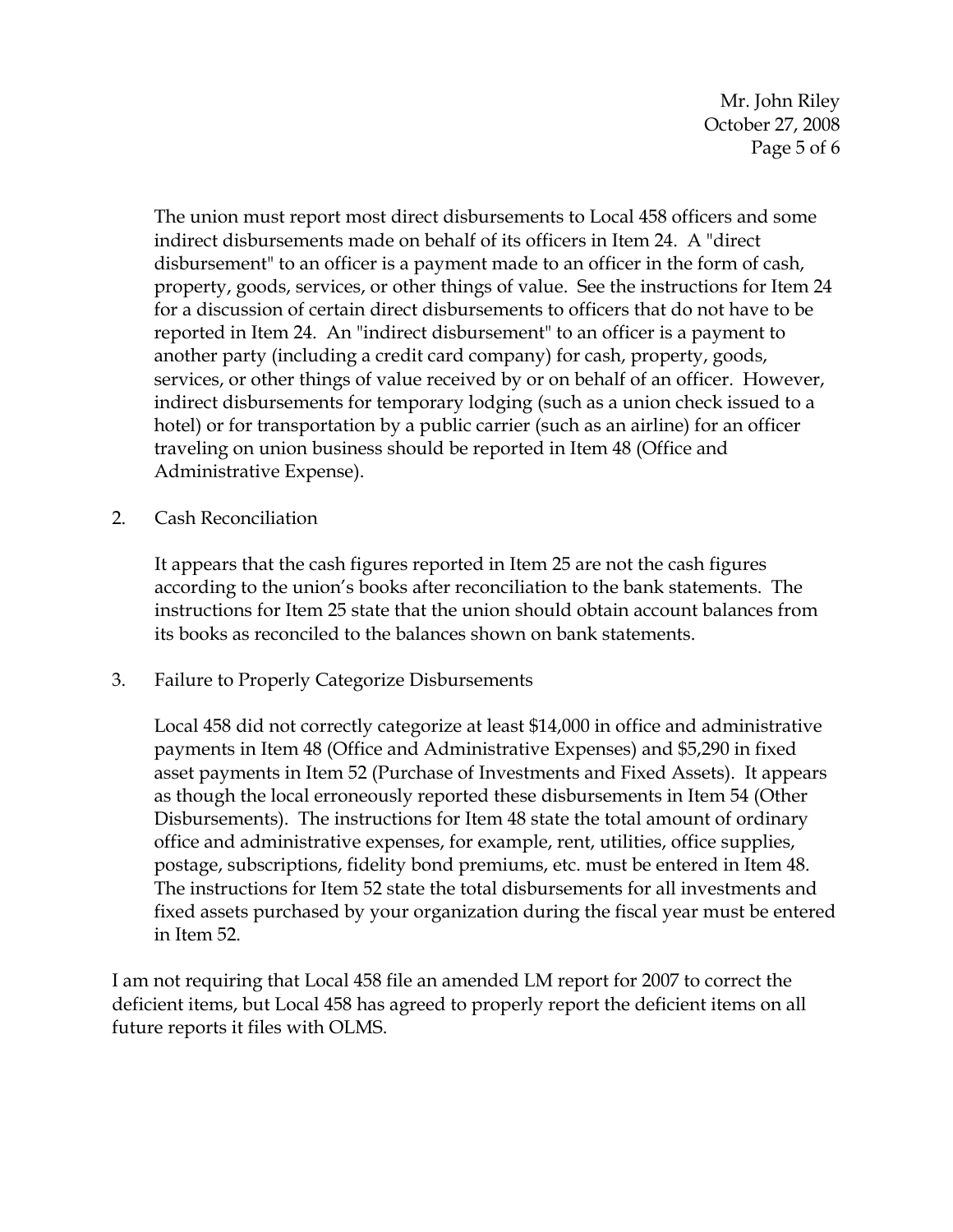The union must report most direct disbursements to Local 458 officers and some indirect disbursements made on behalf of its officers in Item 24. A "direct disbursement" to an officer is a payment made to an officer in the form of cash, property, goods, services, or other things of value. See the instructions for Item 24 for a discussion of certain direct disbursements to officers that do not have to be reported in Item 24. An "indirect disbursement" to an officer is a payment to another party (including a credit card company) for cash, property, goods, services, or other things of value received by or on behalf of an officer. However, indirect disbursements for temporary lodging (such as a union check issued to a hotel) or for transportation by a public carrier (such as an airline) for an officer traveling on union business should be reported in Item 48 (Office and Administrative Expense).

2. Cash Reconciliation

   It appears that the cash figures reported in Item 25 are not the cash figures according to the union's books after reconciliation to the bank statements. The instructions for Item 25 state that the union should obtain account balances from its books as reconciled to the balances shown on bank statements.

3. Failure to Properly Categorize Disbursements

   Local 458 did not correctly categorize at least $14,000 in office and administrative payments in Item 48 (Office and Administrative Expenses) and $5,290 in fixed asset payments in Item 52 (Purchase of Investments and Fixed Assets). It appears as though the local erroneously reported these disbursements in Item 54 (Other Disbursements). The instructions for Item 48 state the total amount of ordinary office and administrative expenses, for example, rent, utilities, office supplies, postage, subscriptions, fidelity bond premiums, etc. must be entered in Item 48. The instructions for Item 52 state the total disbursements for all investments and fixed assets purchased by your organization during the fiscal year must be entered in Item 52.

I am not requiring that Local 458 file an amended LM report for 2007 to correct the deficient items, but Local 458 has agreed to properly report the deficient items on all future reports it files with OLMS.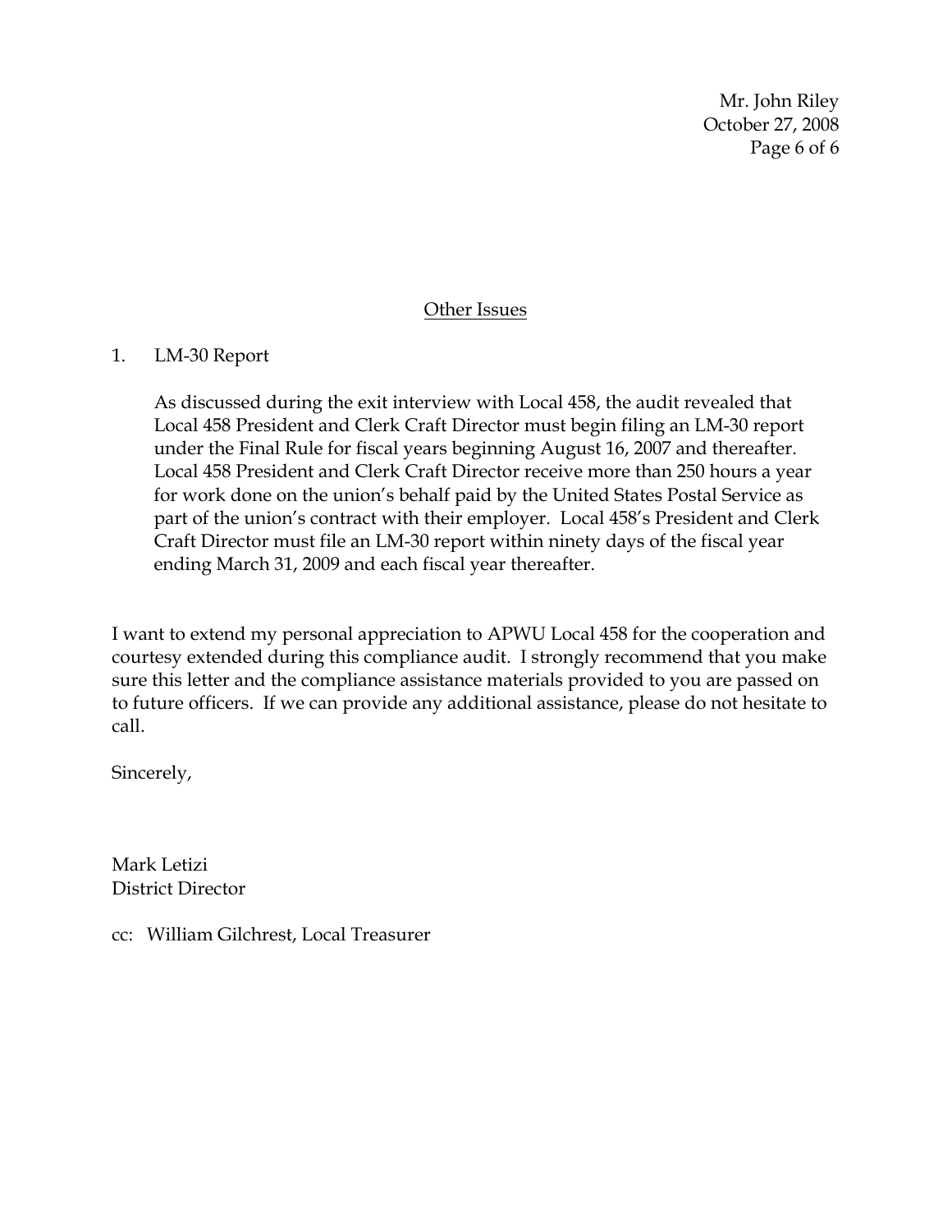## Other Issues

1. LM-30 Report

   As discussed during the exit interview with Local 458, the audit revealed that Local 458 President and Clerk Craft Director must begin filing an LM-30 report under the Final Rule for fiscal years beginning August 16, 2007 and thereafter. Local 458 President and Clerk Craft Director receive more than 250 hours a year for work done on the union's behalf paid by the United States Postal Service as part of the union's contract with their employer. Local 458's President and Clerk Craft Director must file an LM-30 report within ninety days of the fiscal year ending March 31, 2009 and each fiscal year thereafter.

I want to extend my personal appreciation to APWU Local 458 for the cooperation and courtesy extended during this compliance audit. I strongly recommend that you make sure this letter and the compliance assistance materials provided to you are passed on to future officers. If we can provide any additional assistance, please do not hesitate to call.

Sincerely,

Mark Letizi
District Director

cc: William Gilchrest, Local Treasurer